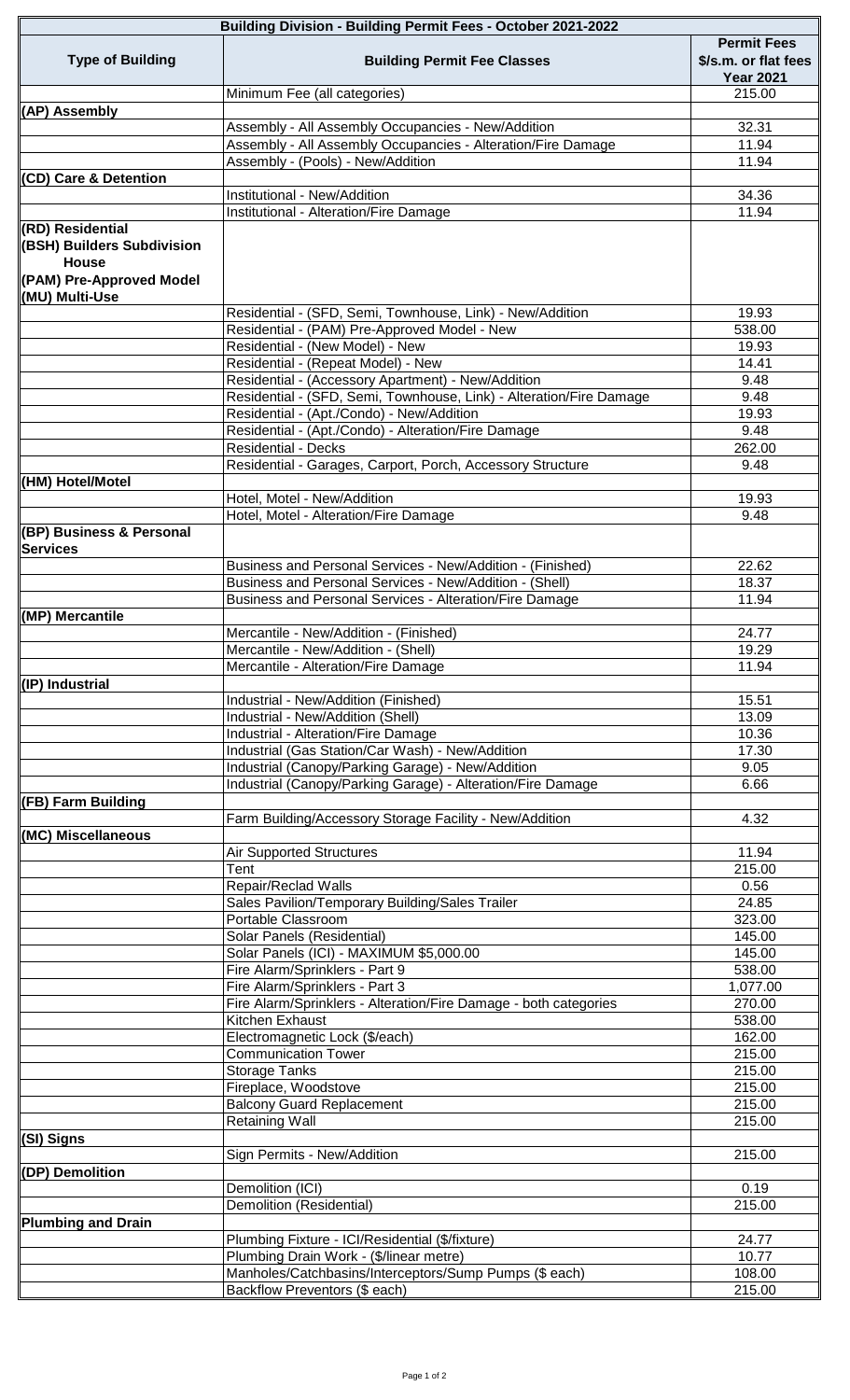| Building Division - Building Permit Fees - October 2021-2022 | | |
|---|---|---|
| **Type of Building** | **Building Permit Fee Classes** | **Permit Fees \$/s.m. or flat fees Year 2021** |
| | Minimum Fee (all categories) | 215.00 |
| **(AP) Assembly** | | |
| | Assembly - All Assembly Occupancies - New/Addition | 32.31 |
| | Assembly - All Assembly Occupancies - Alteration/Fire Damage | 11.94 |
| | Assembly - (Pools) - New/Addition | 11.94 |
| **(CD) Care & Detention** | | |
| | Institutional - New/Addition | 34.36 |
| | Institutional - Alteration/Fire Damage | 11.94 |
| **(RD) Residential (BSH) Builders Subdivision House (PAM) Pre-Approved Model (MU) Multi-Use** | | |
| | Residential - (SFD, Semi, Townhouse, Link) - New/Addition | 19.93 |
| | Residential - (PAM) Pre-Approved Model - New | 538.00 |
| | Residential - (New Model) - New | 19.93 |
| | Residential - (Repeat Model) - New | 14.41 |
| | Residential - (Accessory Apartment) - New/Addition | 9.48 |
| | Residential - (SFD, Semi, Townhouse, Link) - Alteration/Fire Damage | 9.48 |
| | Residential - (Apt./Condo) - New/Addition | 19.93 |
| | Residential - (Apt./Condo) - Alteration/Fire Damage | 9.48 |
| | Residential - Decks | 262.00 |
| | Residential - Garages, Carport, Porch, Accessory Structure | 9.48 |
| **(HM) Hotel/Motel** | | |
| | Hotel, Motel - New/Addition | 19.93 |
| | Hotel, Motel - Alteration/Fire Damage | 9.48 |
| **(BP) Business & Personal Services** | | |
| | Business and Personal Services - New/Addition - (Finished) | 22.62 |
| | Business and Personal Services - New/Addition - (Shell) | 18.37 |
| | Business and Personal Services - Alteration/Fire Damage | 11.94 |
| **(MP) Mercantile** | | |
| | Mercantile - New/Addition - (Finished) | 24.77 |
| | Mercantile - New/Addition - (Shell) | 19.29 |
| | Mercantile - Alteration/Fire Damage | 11.94 |
| **(IP) Industrial** | | |
| | Industrial - New/Addition (Finished) | 15.51 |
| | Industrial - New/Addition (Shell) | 13.09 |
| | Industrial - Alteration/Fire Damage | 10.36 |
| | Industrial (Gas Station/Car Wash) - New/Addition | 17.30 |
| | Industrial (Canopy/Parking Garage) - New/Addition | 9.05 |
| | Industrial (Canopy/Parking Garage) - Alteration/Fire Damage | 6.66 |
| **(FB) Farm Building** | | |
| | Farm Building/Accessory Storage Facility - New/Addition | 4.32 |
| **(MC) Miscellaneous** | | |
| | Air Supported Structures | 11.94 |
| | Tent | 215.00 |
| | Repair/Reclad Walls | 0.56 |
| | Sales Pavilion/Temporary Building/Sales Trailer | 24.85 |
| | Portable Classroom | 323.00 |
| | Solar Panels (Residential) | 145.00 |
| | Solar Panels (ICI) - MAXIMUM \$5,000.00 | 145.00 |
| | Fire Alarm/Sprinklers - Part 9 | 538.00 |
| | Fire Alarm/Sprinklers - Part 3 | 1,077.00 |
| | Fire Alarm/Sprinklers - Alteration/Fire Damage - both categories | 270.00 |
| | Kitchen Exhaust | 538.00 |
| | Electromagnetic Lock (\$/each) | 162.00 |
| | Communication Tower | 215.00 |
| | Storage Tanks | 215.00 |
| | Fireplace, Woodstove | 215.00 |
| | Balcony Guard Replacement | 215.00 |
| | Retaining Wall | 215.00 |
| **(SI) Signs** | | |
| | Sign Permits - New/Addition | 215.00 |
| **(DP) Demolition** | | |
| | Demolition (ICI) | 0.19 |
| | Demolition (Residential) | 215.00 |
| **Plumbing and Drain** | | |
| | Plumbing Fixture - ICI/Residential (\$/fixture) | 24.77 |
| | Plumbing Drain Work - (\$/linear metre) | 10.77 |
| | Manholes/Catchbasins/Interceptors/Sump Pumps (\$ each) | 108.00 |
| | Backflow Preventors (\$ each) | 215.00 |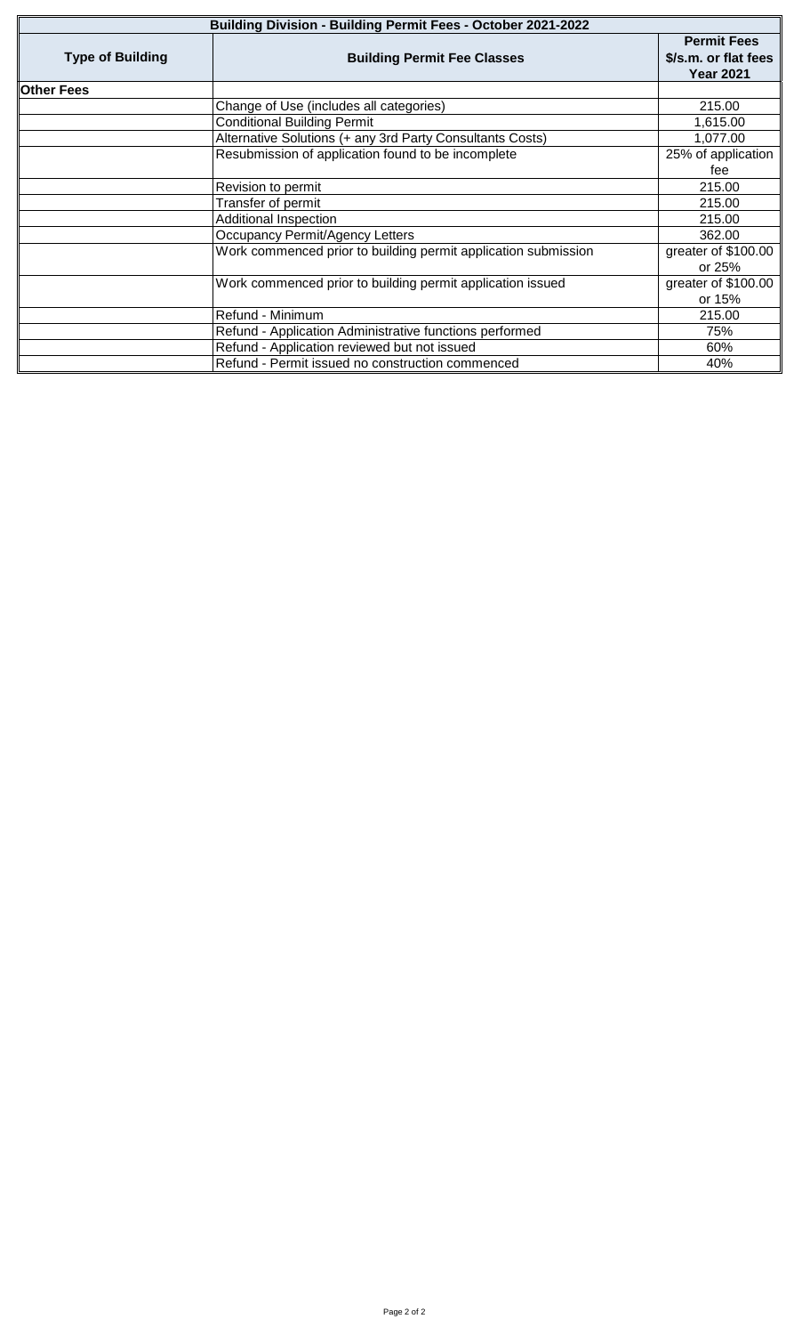| Building Division - Building Permit Fees - October 2021-2022 | | |
|---|---|---|
| **Type of Building** | **Building Permit Fee Classes** | **Permit Fees $/s.m. or flat fees Year 2021** |
| **Other Fees** | | |
| | Change of Use (includes all categories) | 215.00 |
| | Conditional Building Permit | 1,615.00 |
| | Alternative Solutions (+ any 3rd Party Consultants Costs) | 1,077.00 |
| | Resubmission of application found to be incomplete | 25% of application fee |
| | Revision to permit | 215.00 |
| | Transfer of permit | 215.00 |
| | Additional Inspection | 215.00 |
| | Occupancy Permit/Agency Letters | 362.00 |
| | Work commenced prior to building permit application submission | greater of $100.00 or 25% |
| | Work commenced prior to building permit application issued | greater of $100.00 or 15% |
| | Refund - Minimum | 215.00 |
| | Refund - Application Administrative functions performed | 75% |
| | Refund - Application reviewed but not issued | 60% |
| | Refund - Permit issued no construction commenced | 40% |